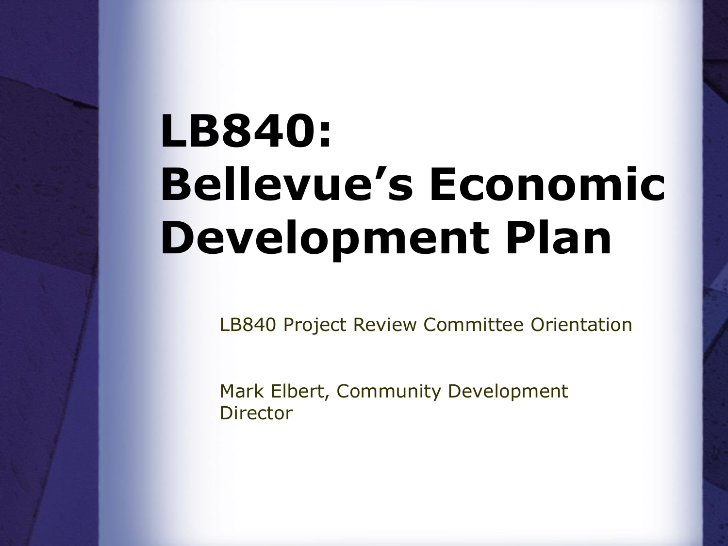# LB840: Bellevue's Economic Development Plan

LB840 Project Review Committee Orientation

Mark Elbert, Community Development Director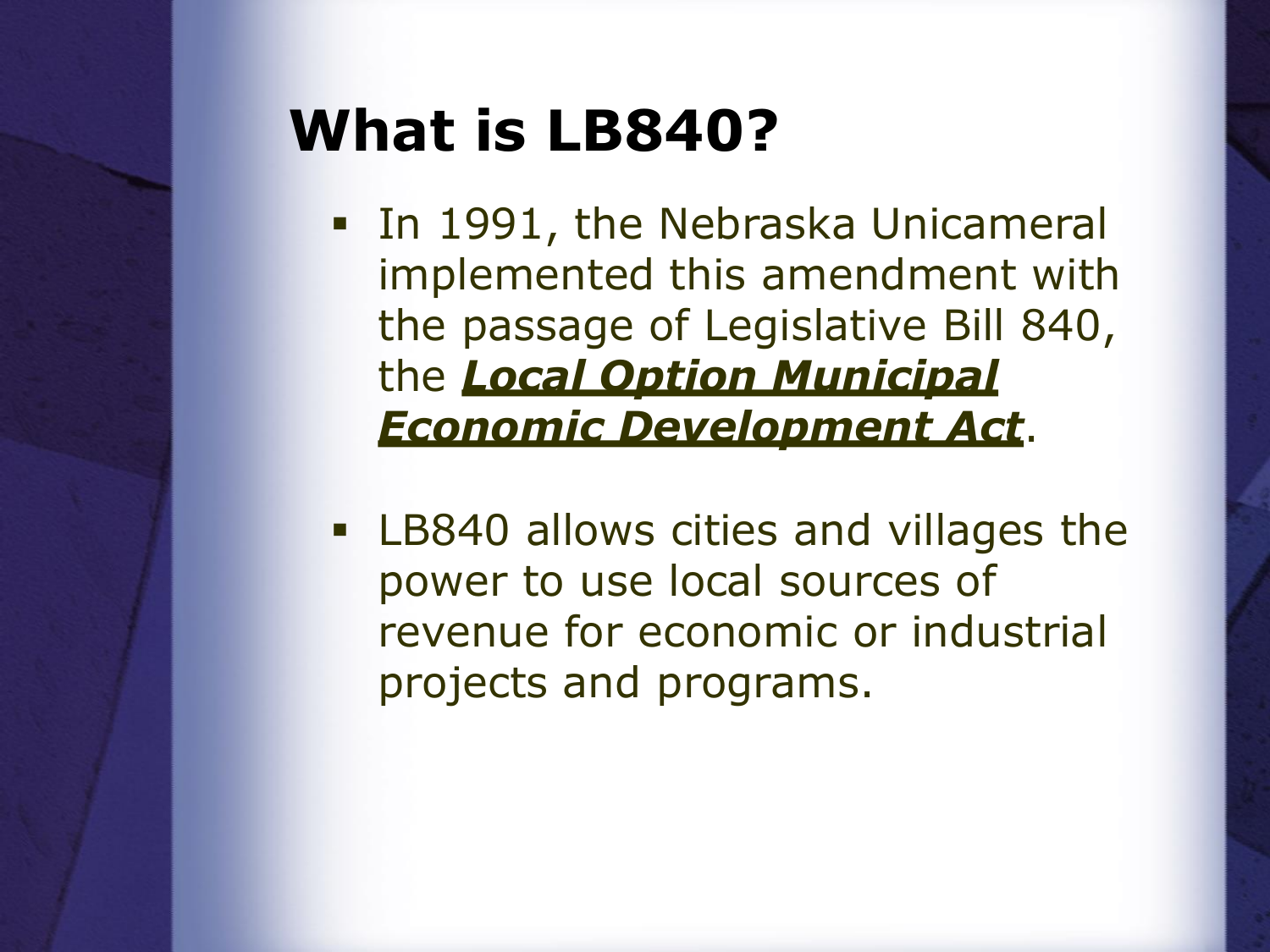# What is LB840?

- In 1991, the Nebraska Unicameral implemented this amendment with the passage of Legislative Bill 840, the ***Local Option Municipal Economic Development Act***.

- LB840 allows cities and villages the power to use local sources of revenue for economic or industrial projects and programs.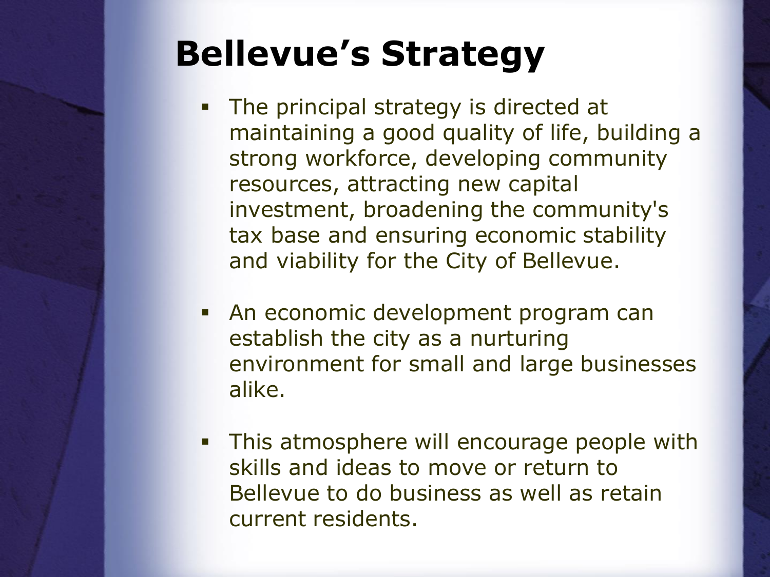# Bellevue's Strategy

- The principal strategy is directed at maintaining a good quality of life, building a strong workforce, developing community resources, attracting new capital investment, broadening the community's tax base and ensuring economic stability and viability for the City of Bellevue.
- An economic development program can establish the city as a nurturing environment for small and large businesses alike.
- This atmosphere will encourage people with skills and ideas to move or return to Bellevue to do business as well as retain current residents.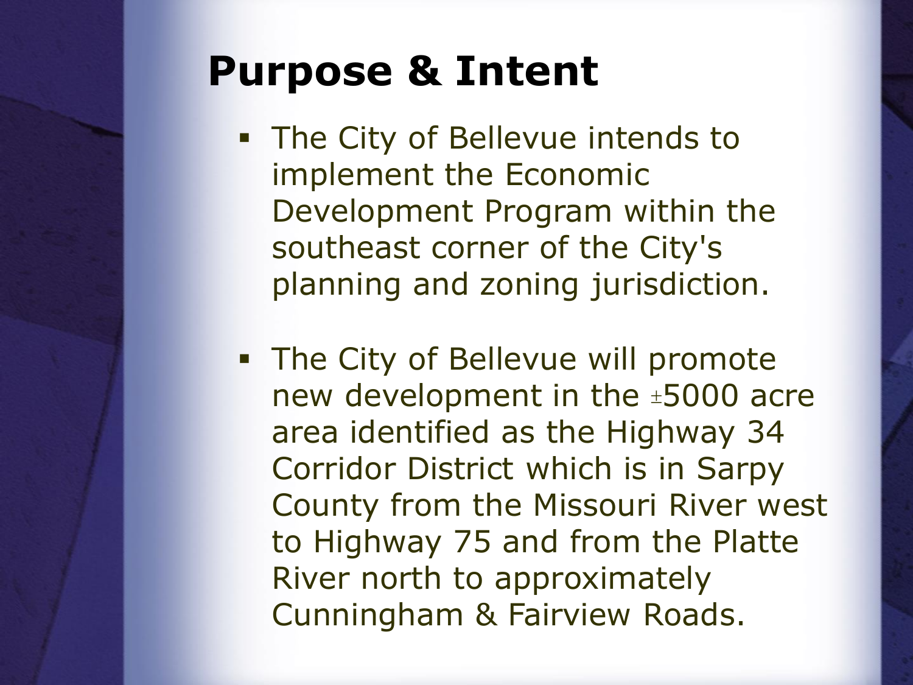# Purpose & Intent

- The City of Bellevue intends to implement the Economic Development Program within the southeast corner of the City's planning and zoning jurisdiction.
- The City of Bellevue will promote new development in the ±5000 acre area identified as the Highway 34 Corridor District which is in Sarpy County from the Missouri River west to Highway 75 and from the Platte River north to approximately Cunningham & Fairview Roads.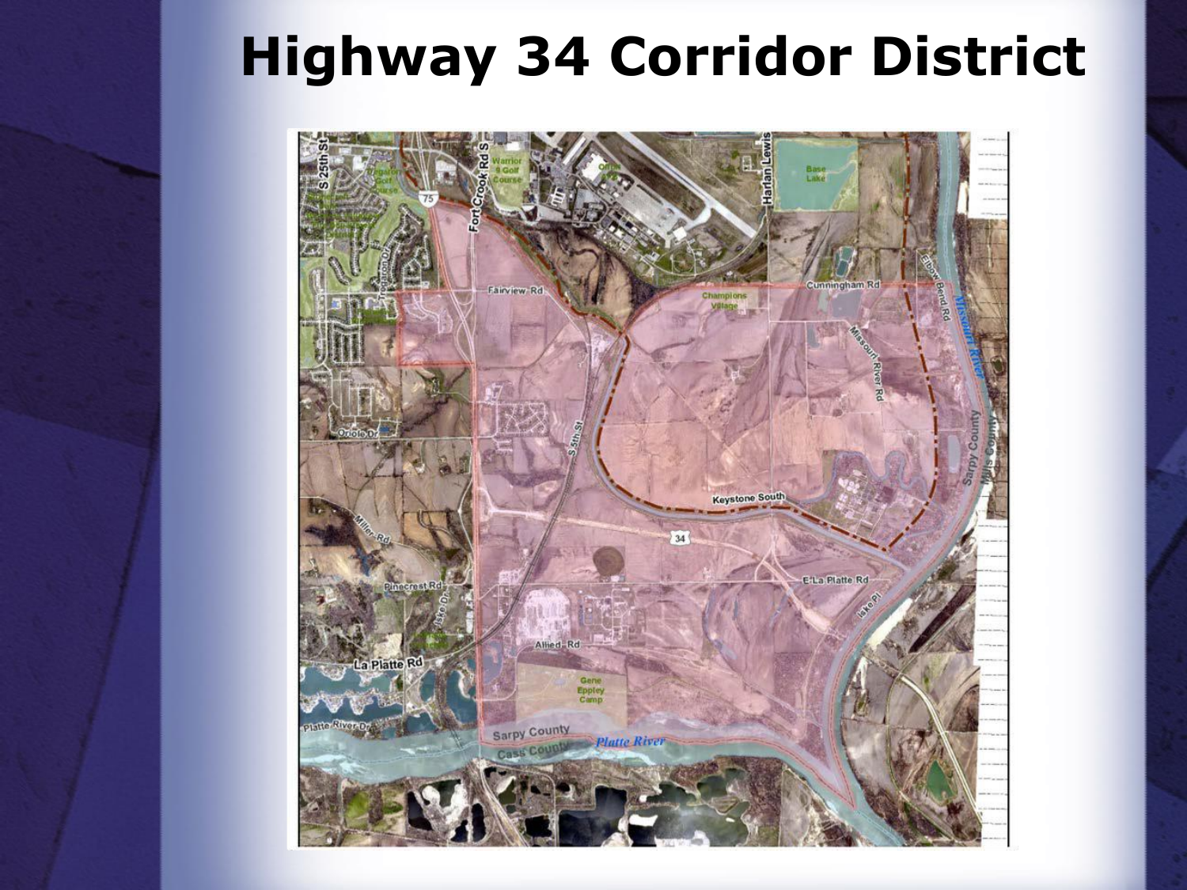# Highway 34 Corridor District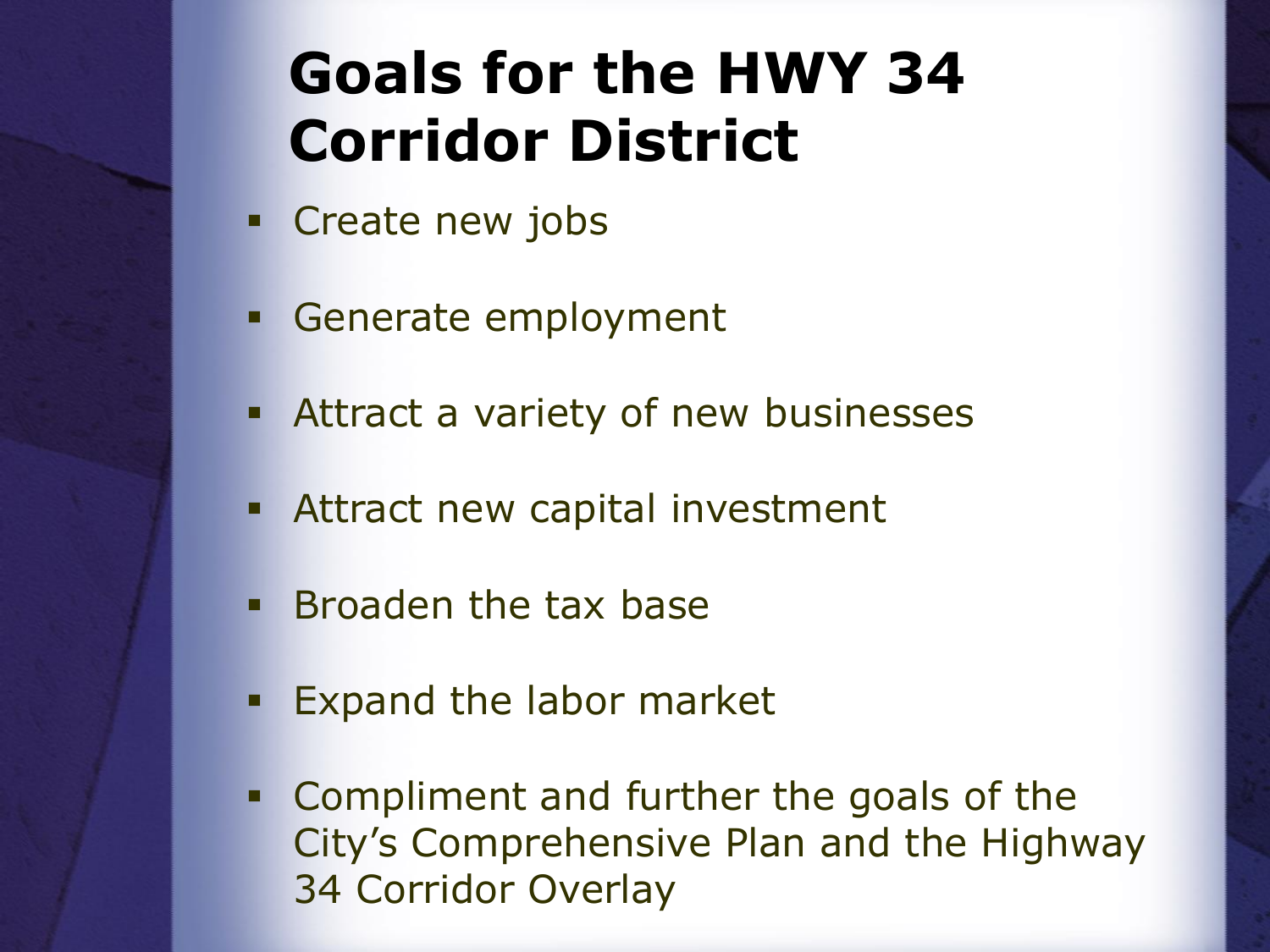# Goals for the HWY 34 Corridor District

- Create new jobs
- Generate employment
- Attract a variety of new businesses
- Attract new capital investment
- Broaden the tax base
- Expand the labor market
- Compliment and further the goals of the City's Comprehensive Plan and the Highway 34 Corridor Overlay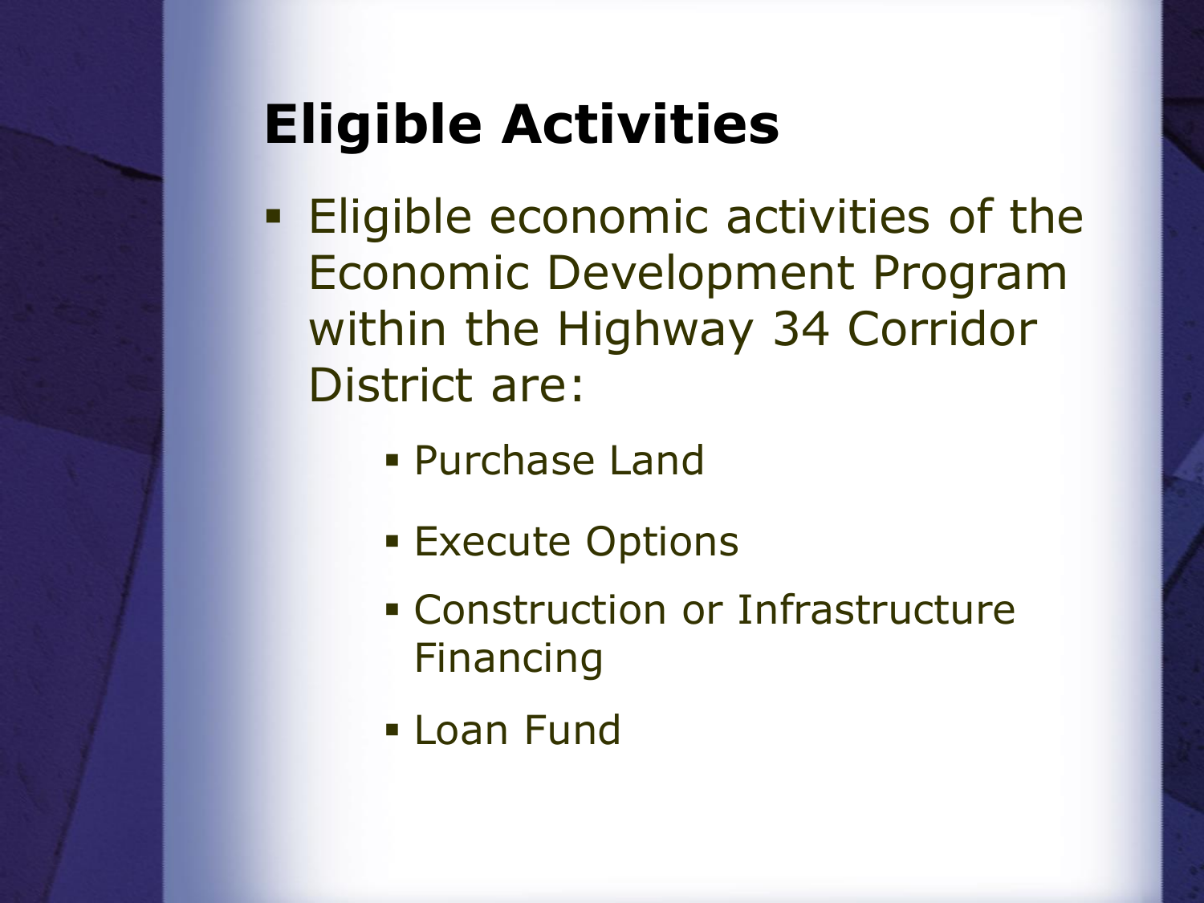# Eligible Activities

- Eligible economic activities of the Economic Development Program within the Highway 34 Corridor District are:
  - Purchase Land
  - Execute Options
  - Construction or Infrastructure Financing
  - Loan Fund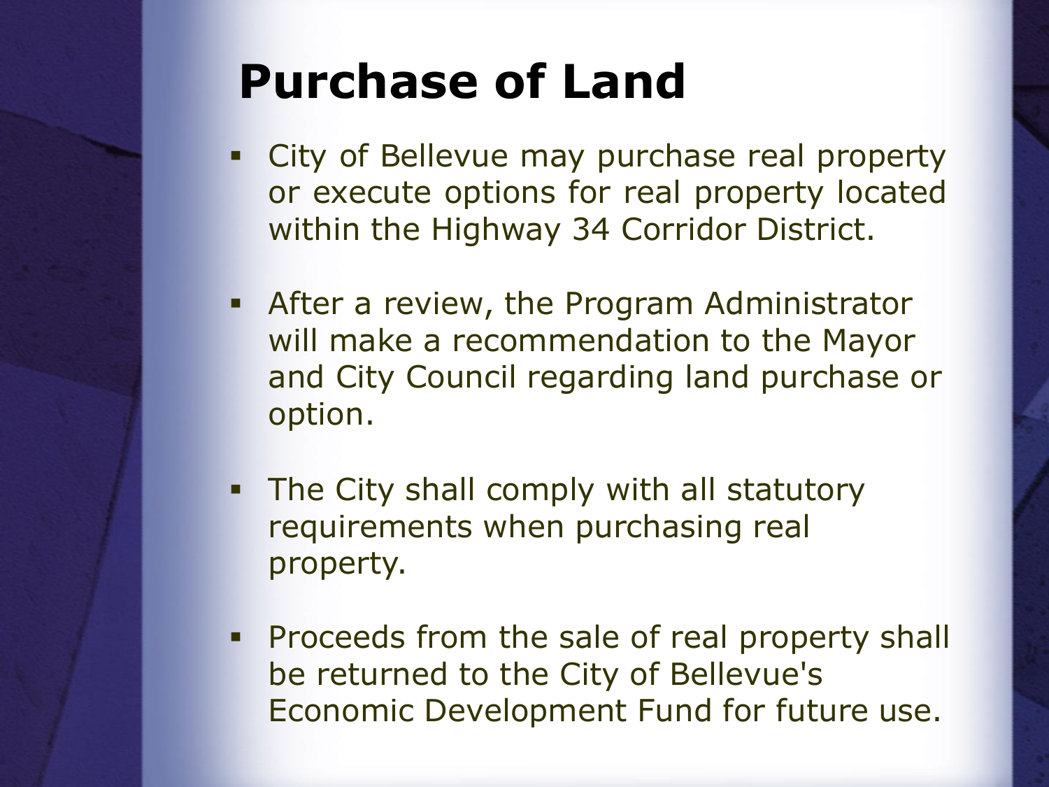# Purchase of Land

- City of Bellevue may purchase real property or execute options for real property located within the Highway 34 Corridor District.
- After a review, the Program Administrator will make a recommendation to the Mayor and City Council regarding land purchase or option.
- The City shall comply with all statutory requirements when purchasing real property.
- Proceeds from the sale of real property shall be returned to the City of Bellevue's Economic Development Fund for future use.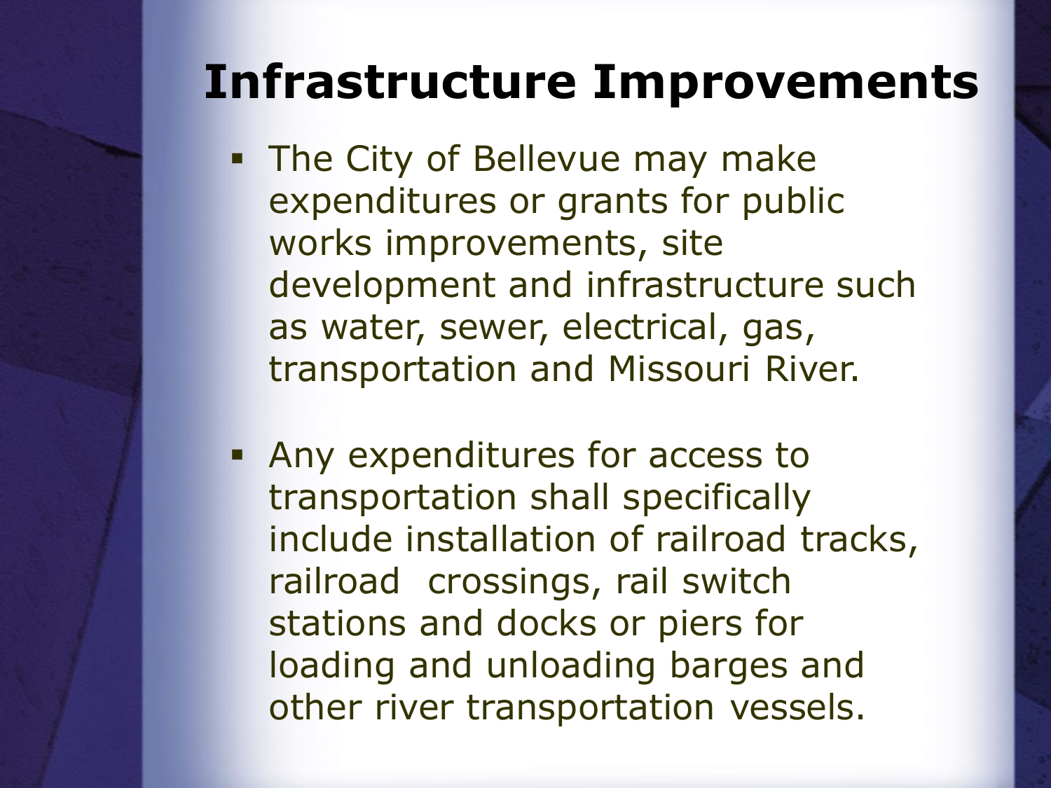# Infrastructure Improvements

- The City of Bellevue may make expenditures or grants for public works improvements, site development and infrastructure such as water, sewer, electrical, gas, transportation and Missouri River.

- Any expenditures for access to transportation shall specifically include installation of railroad tracks, railroad crossings, rail switch stations and docks or piers for loading and unloading barges and other river transportation vessels.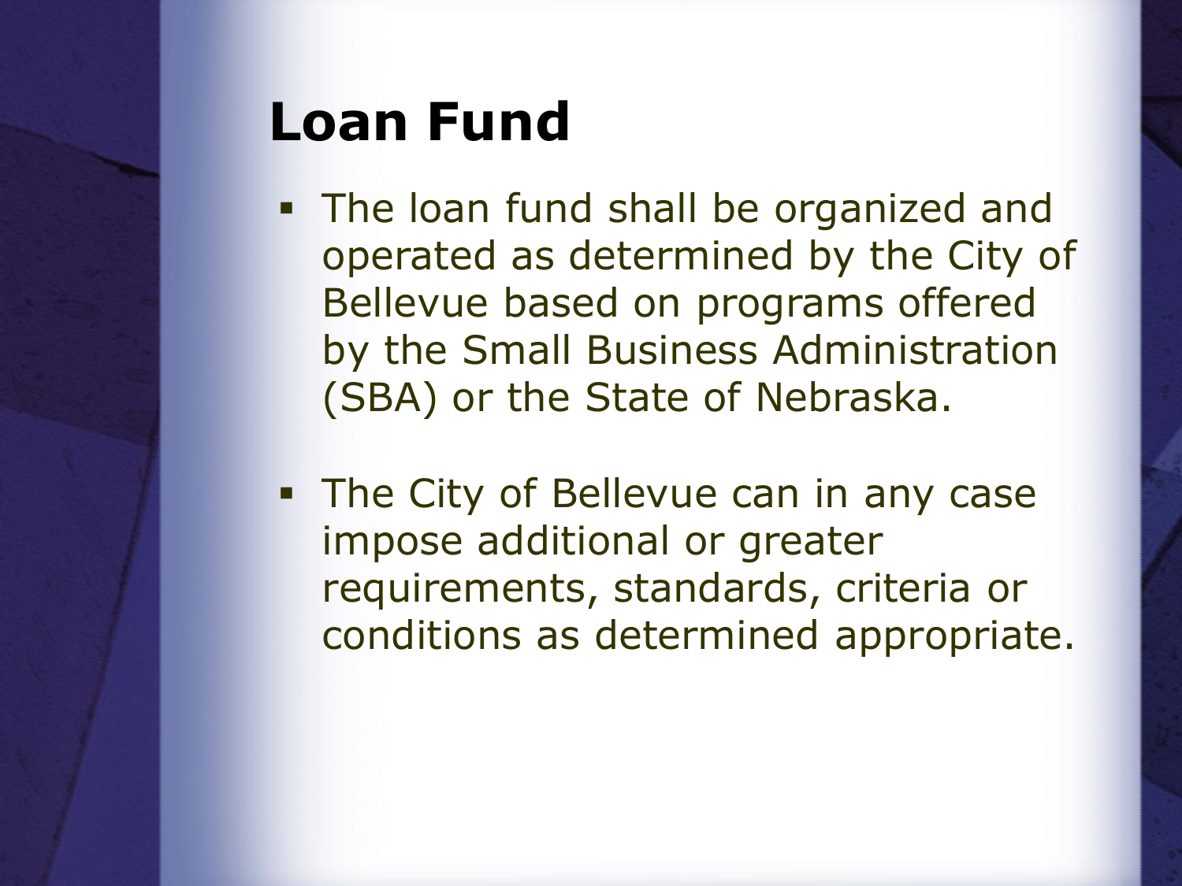# Loan Fund

- The loan fund shall be organized and operated as determined by the City of Bellevue based on programs offered by the Small Business Administration (SBA) or the State of Nebraska.
- The City of Bellevue can in any case impose additional or greater requirements, standards, criteria or conditions as determined appropriate.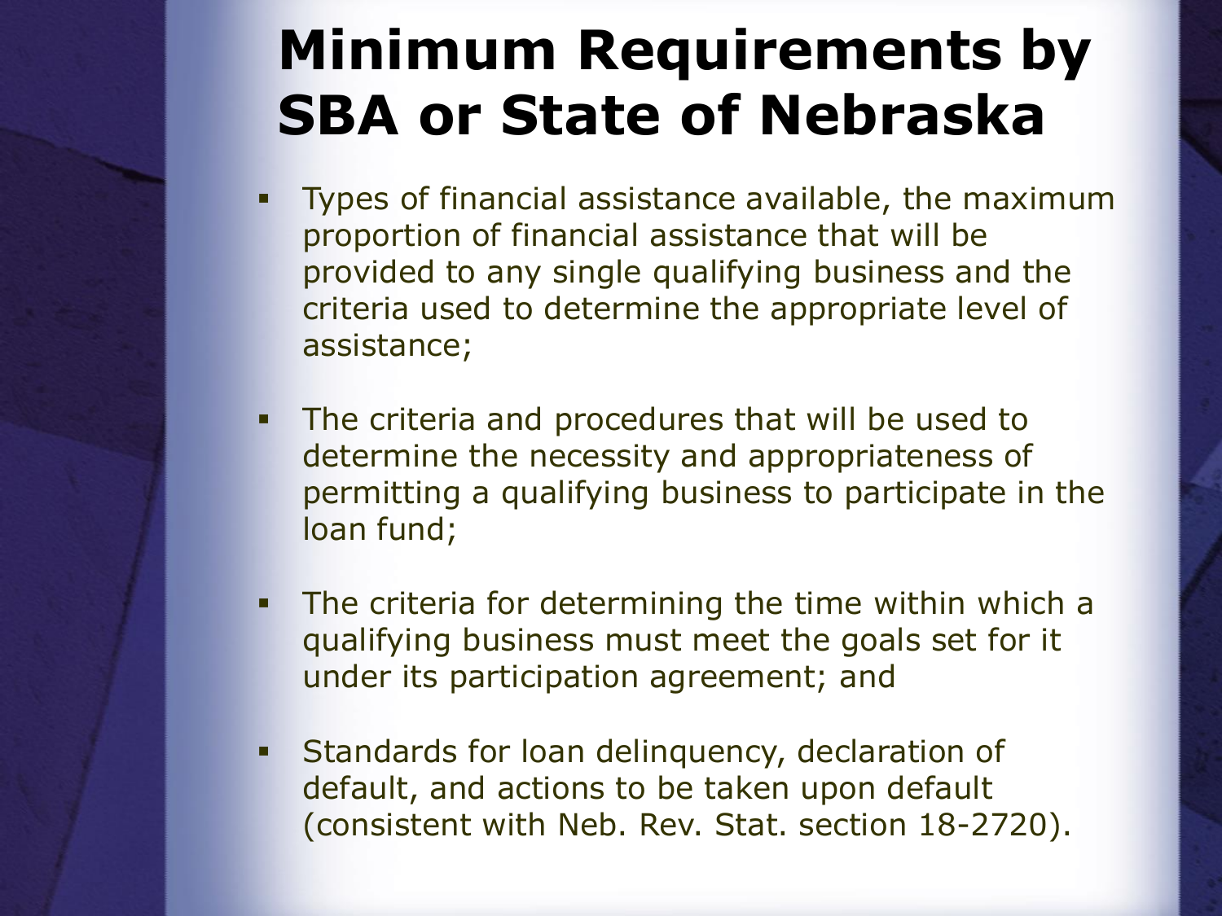# Minimum Requirements by SBA or State of Nebraska

- Types of financial assistance available, the maximum proportion of financial assistance that will be provided to any single qualifying business and the criteria used to determine the appropriate level of assistance;
- The criteria and procedures that will be used to determine the necessity and appropriateness of permitting a qualifying business to participate in the loan fund;
- The criteria for determining the time within which a qualifying business must meet the goals set for it under its participation agreement; and
- Standards for loan delinquency, declaration of default, and actions to be taken upon default (consistent with Neb. Rev. Stat. section 18-2720).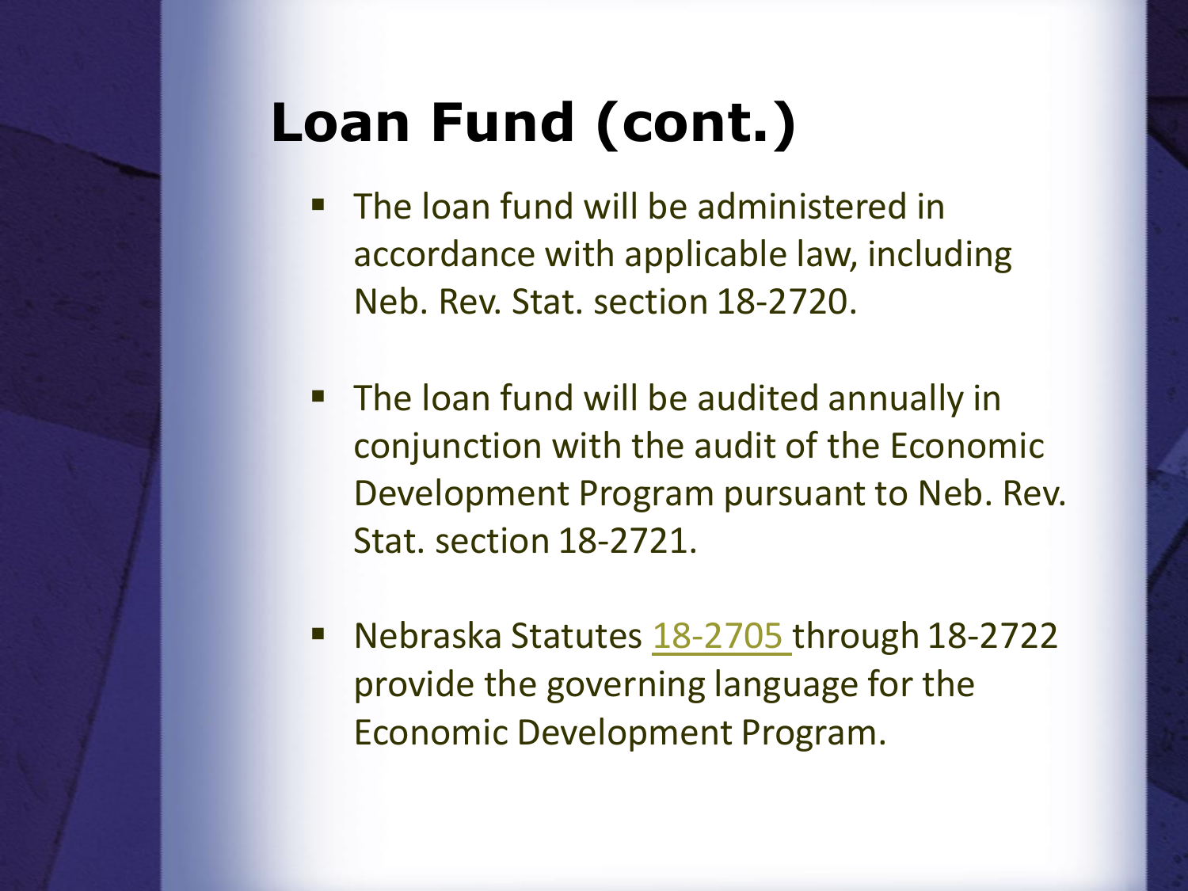# Loan Fund (cont.)

- The loan fund will be administered in accordance with applicable law, including Neb. Rev. Stat. section 18-2720.

- The loan fund will be audited annually in conjunction with the audit of the Economic Development Program pursuant to Neb. Rev. Stat. section 18-2721.

- Nebraska Statutes 18-2705 through 18-2722 provide the governing language for the Economic Development Program.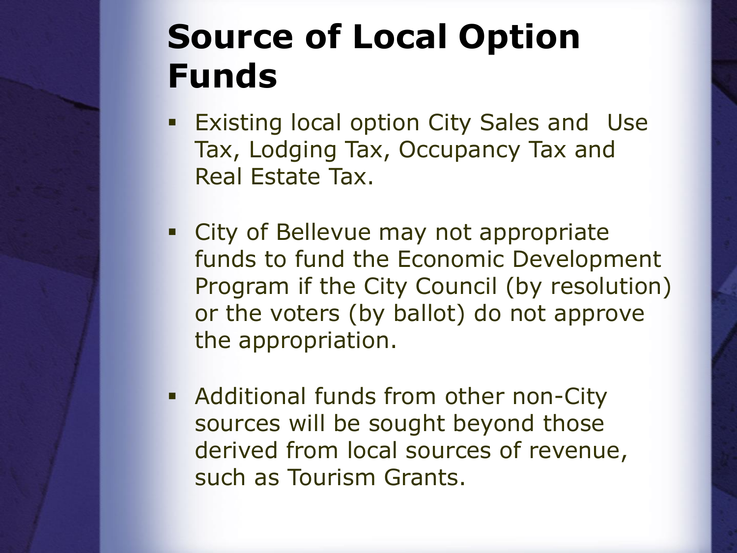# Source of Local Option Funds

- Existing local option City Sales and Use Tax, Lodging Tax, Occupancy Tax and Real Estate Tax.
- City of Bellevue may not appropriate funds to fund the Economic Development Program if the City Council (by resolution) or the voters (by ballot) do not approve the appropriation.
- Additional funds from other non-City sources will be sought beyond those derived from local sources of revenue, such as Tourism Grants.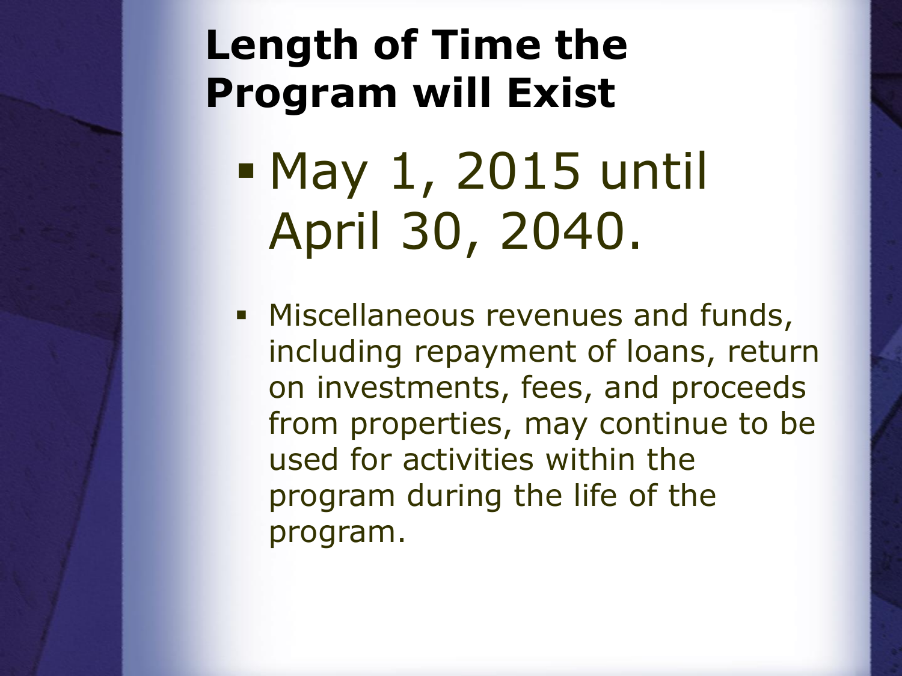# Length of Time the Program will Exist

- May 1, 2015 until April 30, 2040.

- Miscellaneous revenues and funds, including repayment of loans, return on investments, fees, and proceeds from properties, may continue to be used for activities within the program during the life of the program.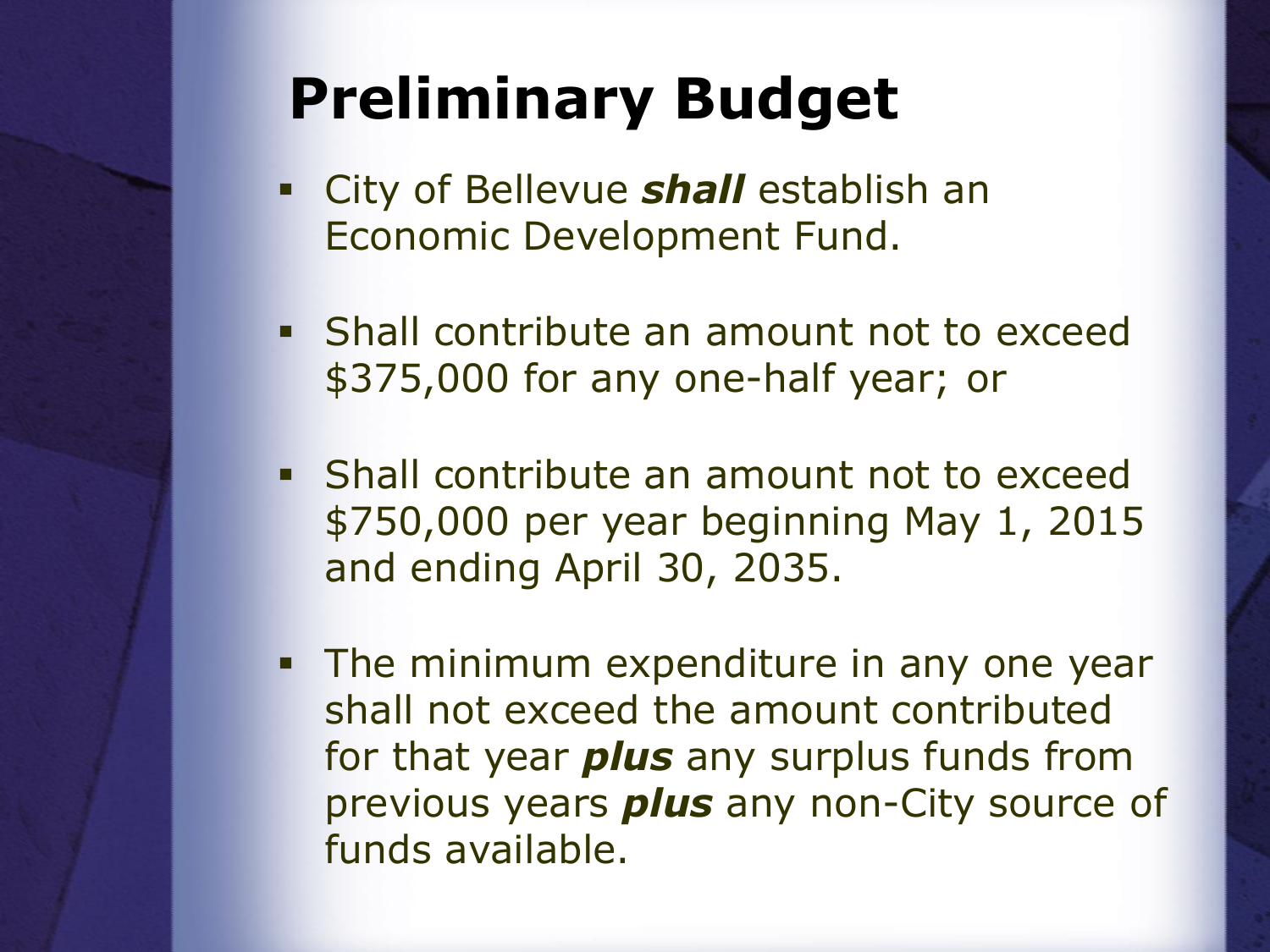# Preliminary Budget

- City of Bellevue ***shall*** establish an Economic Development Fund.
- Shall contribute an amount not to exceed $375,000 for any one-half year; or
- Shall contribute an amount not to exceed $750,000 per year beginning May 1, 2015 and ending April 30, 2035.
- The minimum expenditure in any one year shall not exceed the amount contributed for that year ***plus*** any surplus funds from previous years ***plus*** any non-City source of funds available.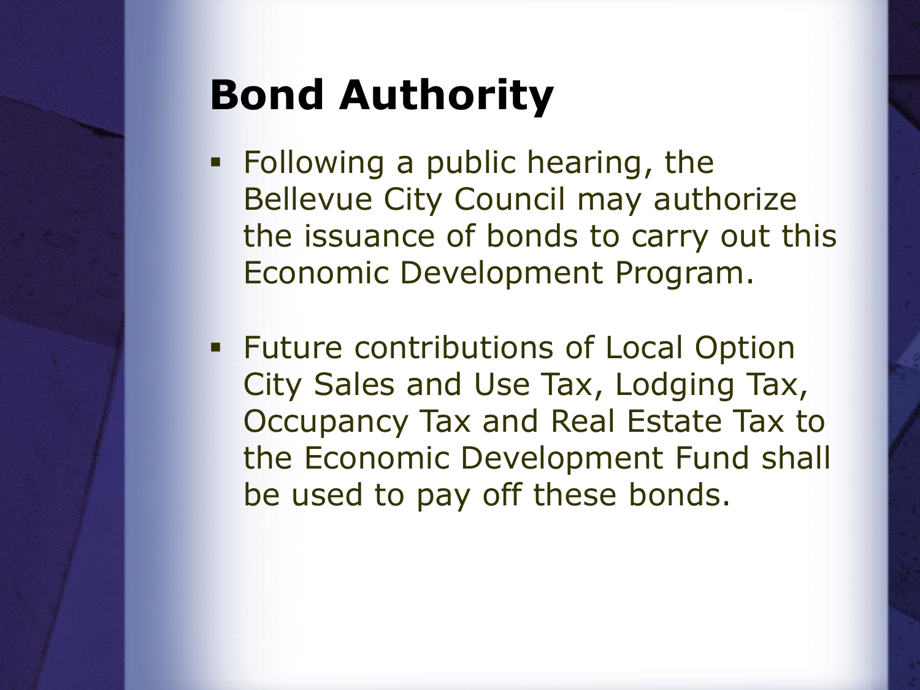# Bond Authority

- Following a public hearing, the Bellevue City Council may authorize the issuance of bonds to carry out this Economic Development Program.
- Future contributions of Local Option City Sales and Use Tax, Lodging Tax, Occupancy Tax and Real Estate Tax to the Economic Development Fund shall be used to pay off these bonds.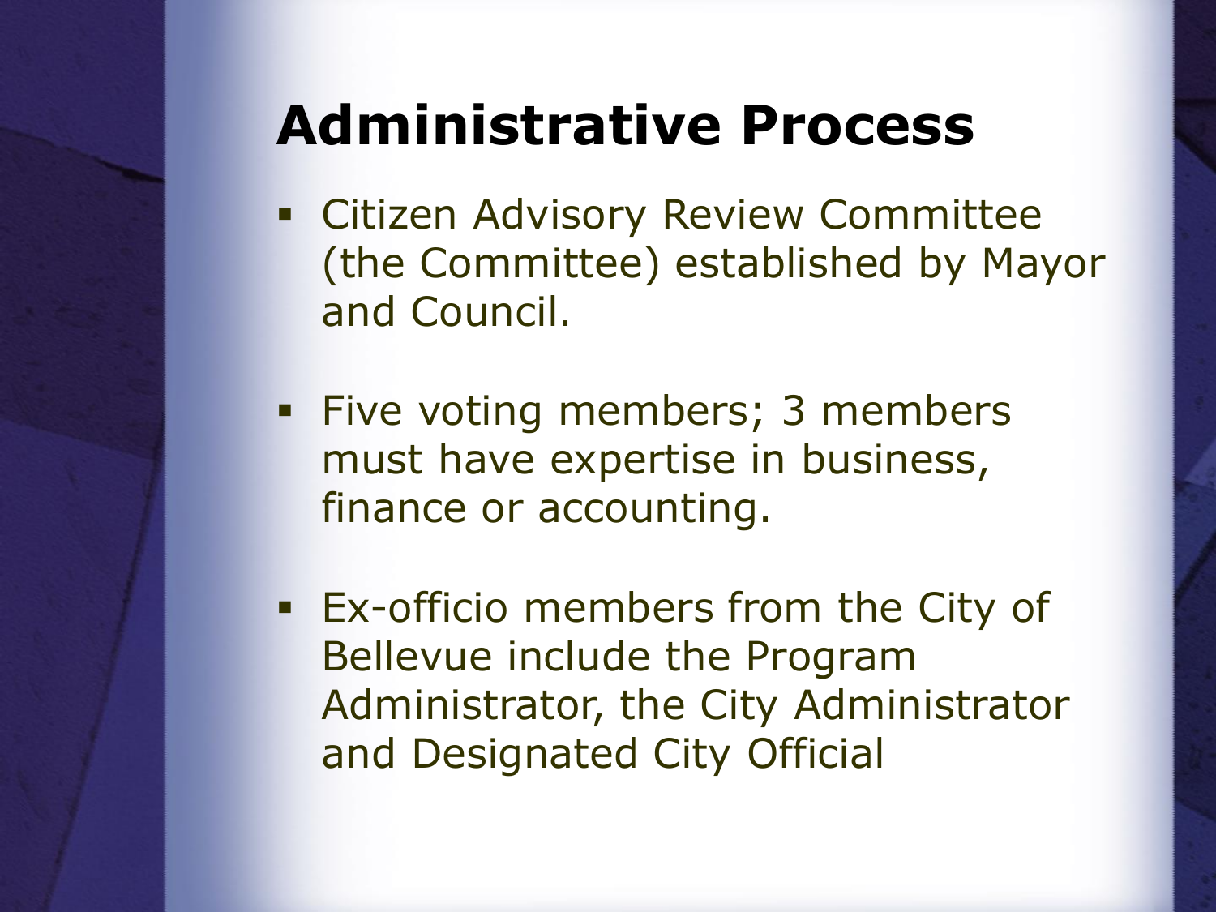# Administrative Process

- Citizen Advisory Review Committee (the Committee) established by Mayor and Council.
- Five voting members; 3 members must have expertise in business, finance or accounting.
- Ex-officio members from the City of Bellevue include the Program Administrator, the City Administrator and Designated City Official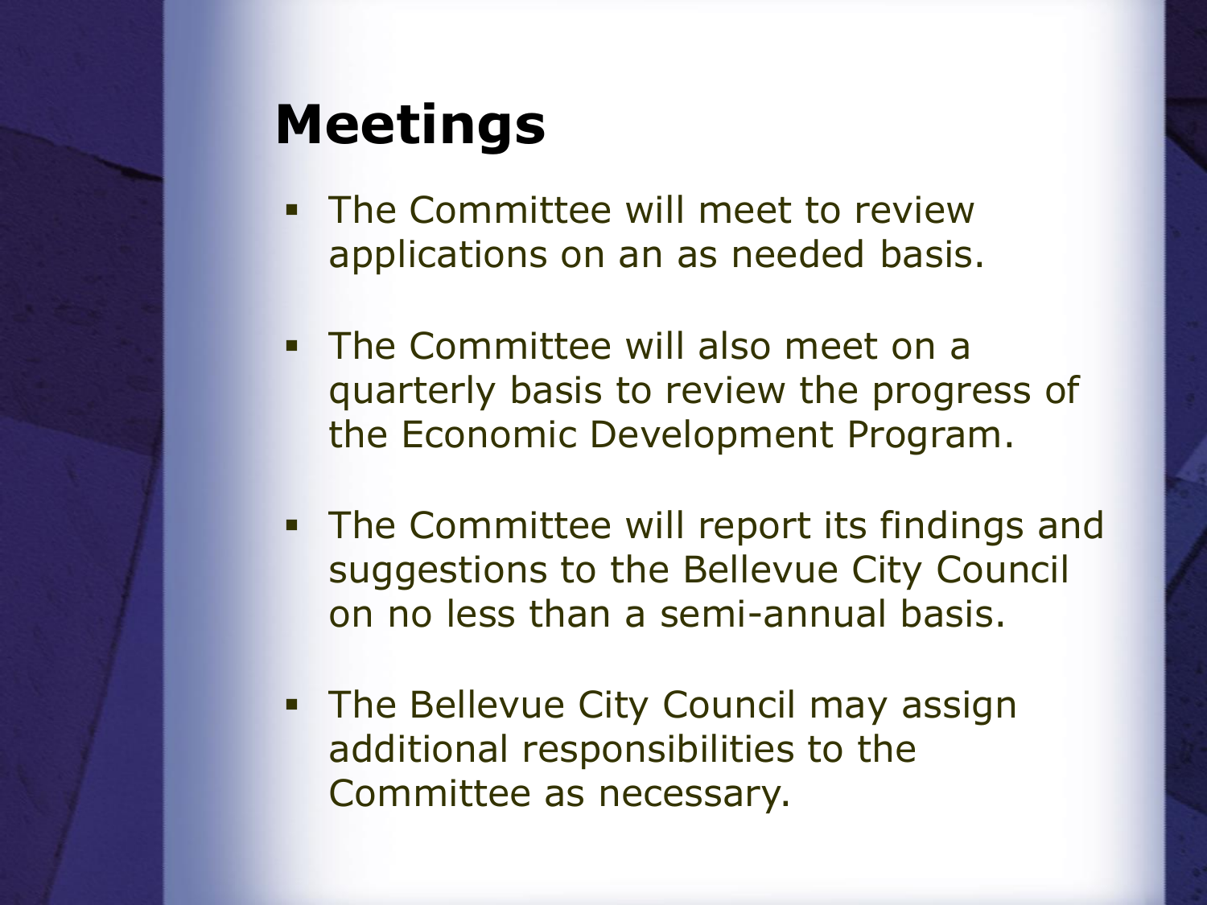# Meetings

- The Committee will meet to review applications on an as needed basis.
- The Committee will also meet on a quarterly basis to review the progress of the Economic Development Program.
- The Committee will report its findings and suggestions to the Bellevue City Council on no less than a semi-annual basis.
- The Bellevue City Council may assign additional responsibilities to the Committee as necessary.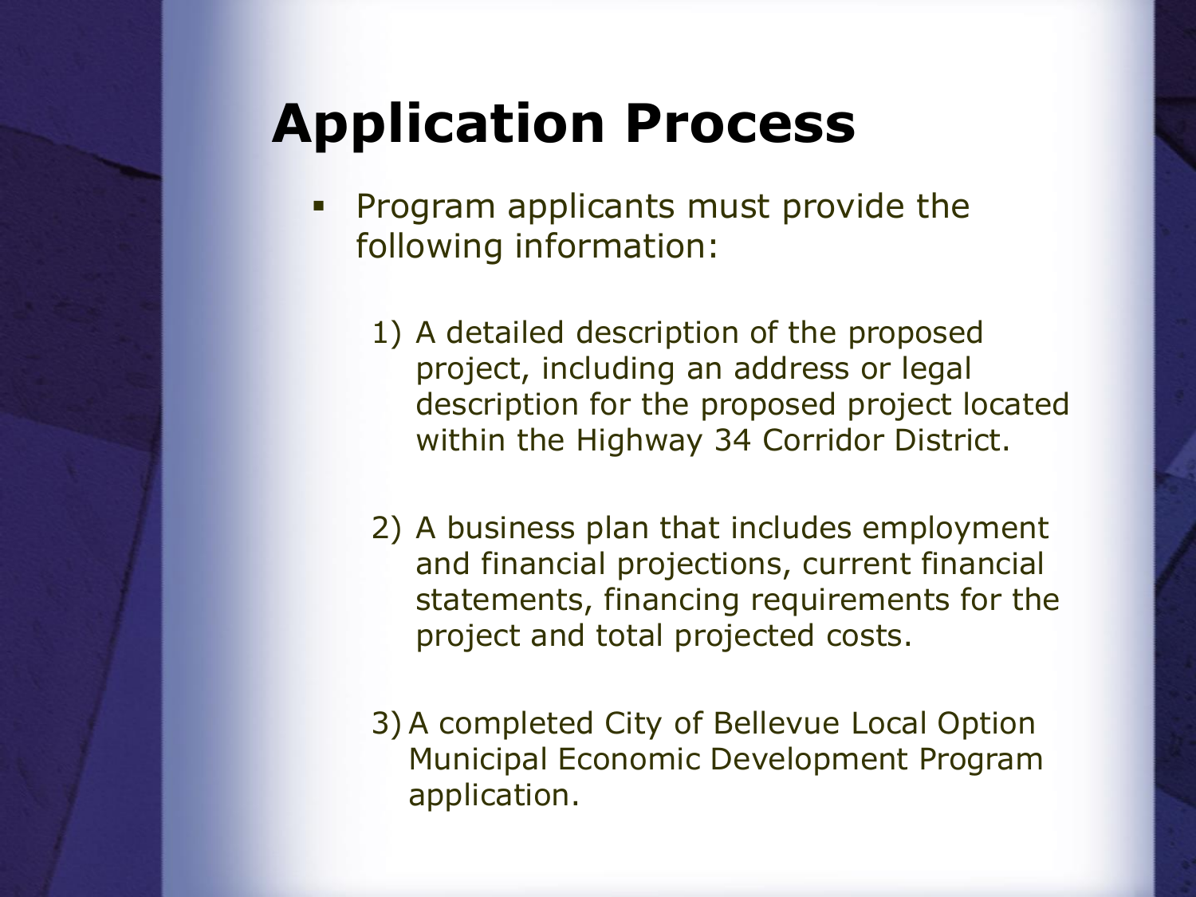# Application Process

- Program applicants must provide the following information:

  1) A detailed description of the proposed project, including an address or legal description for the proposed project located within the Highway 34 Corridor District.

  2) A business plan that includes employment and financial projections, current financial statements, financing requirements for the project and total projected costs.

  3) A completed City of Bellevue Local Option Municipal Economic Development Program application.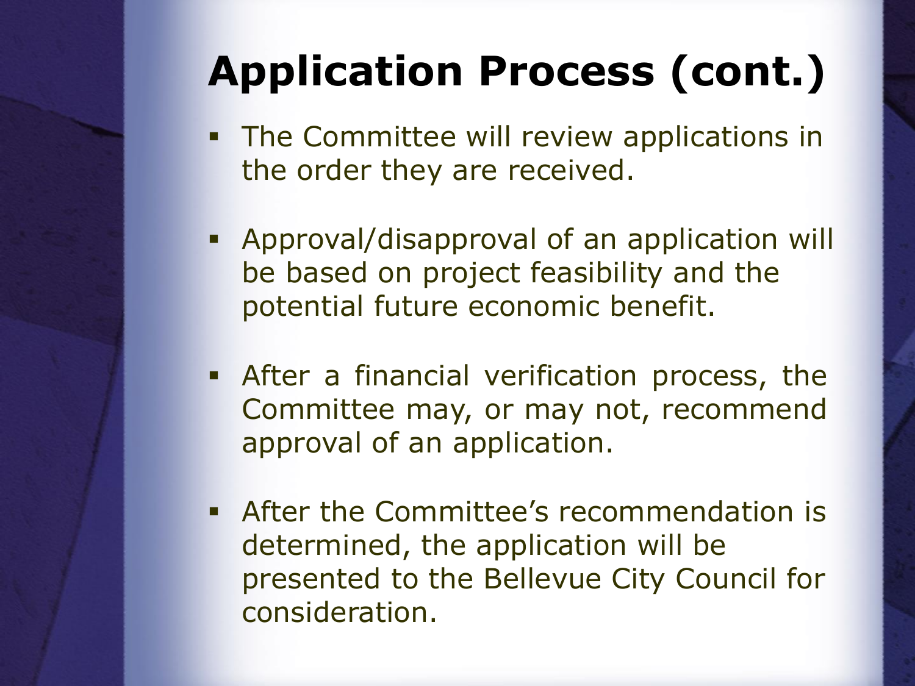# Application Process (cont.)

- The Committee will review applications in the order they are received.
- Approval/disapproval of an application will be based on project feasibility and the potential future economic benefit.
- After a financial verification process, the Committee may, or may not, recommend approval of an application.
- After the Committee's recommendation is determined, the application will be presented to the Bellevue City Council for consideration.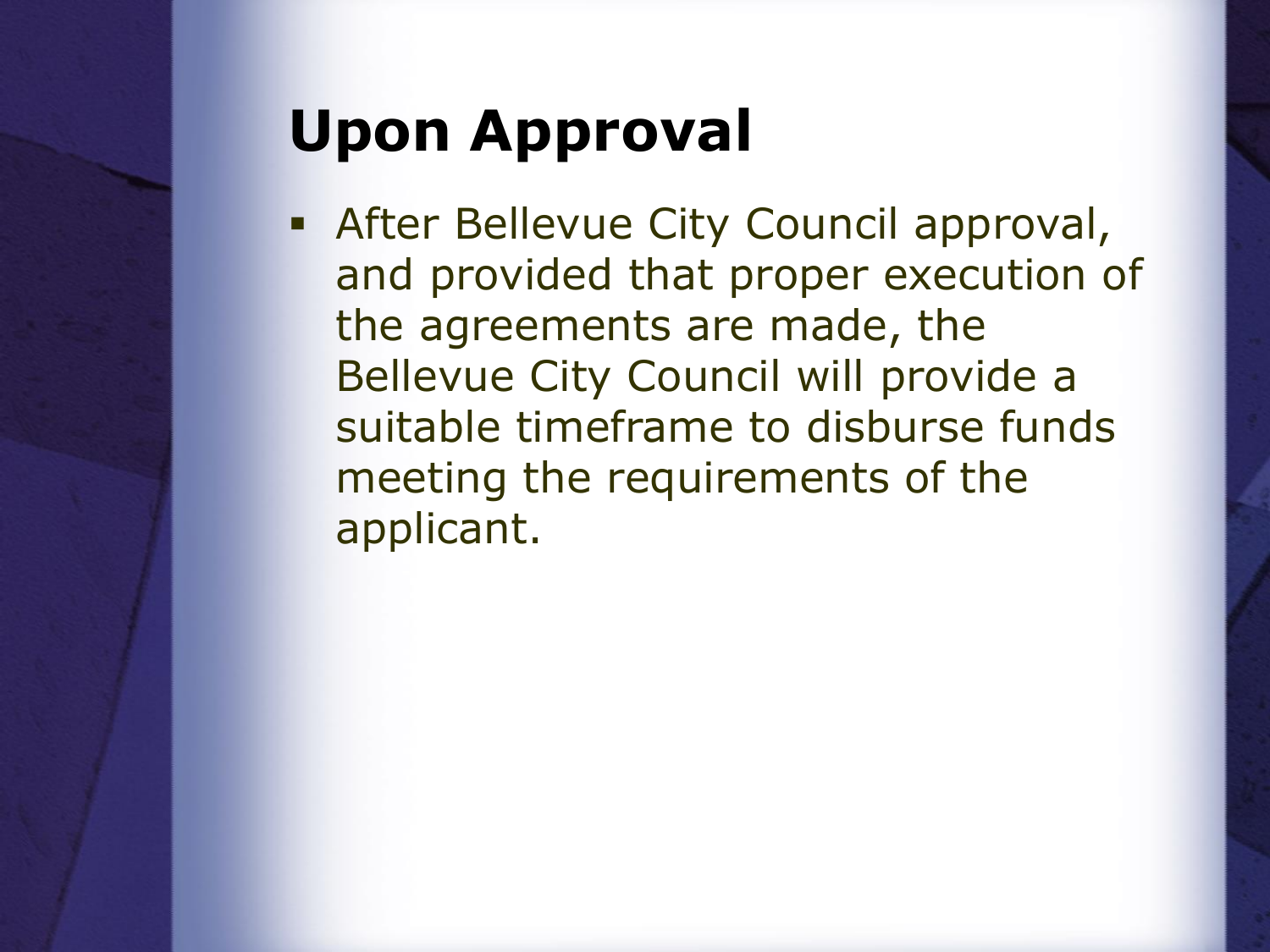# Upon Approval

- After Bellevue City Council approval, and provided that proper execution of the agreements are made, the Bellevue City Council will provide a suitable timeframe to disburse funds meeting the requirements of the applicant.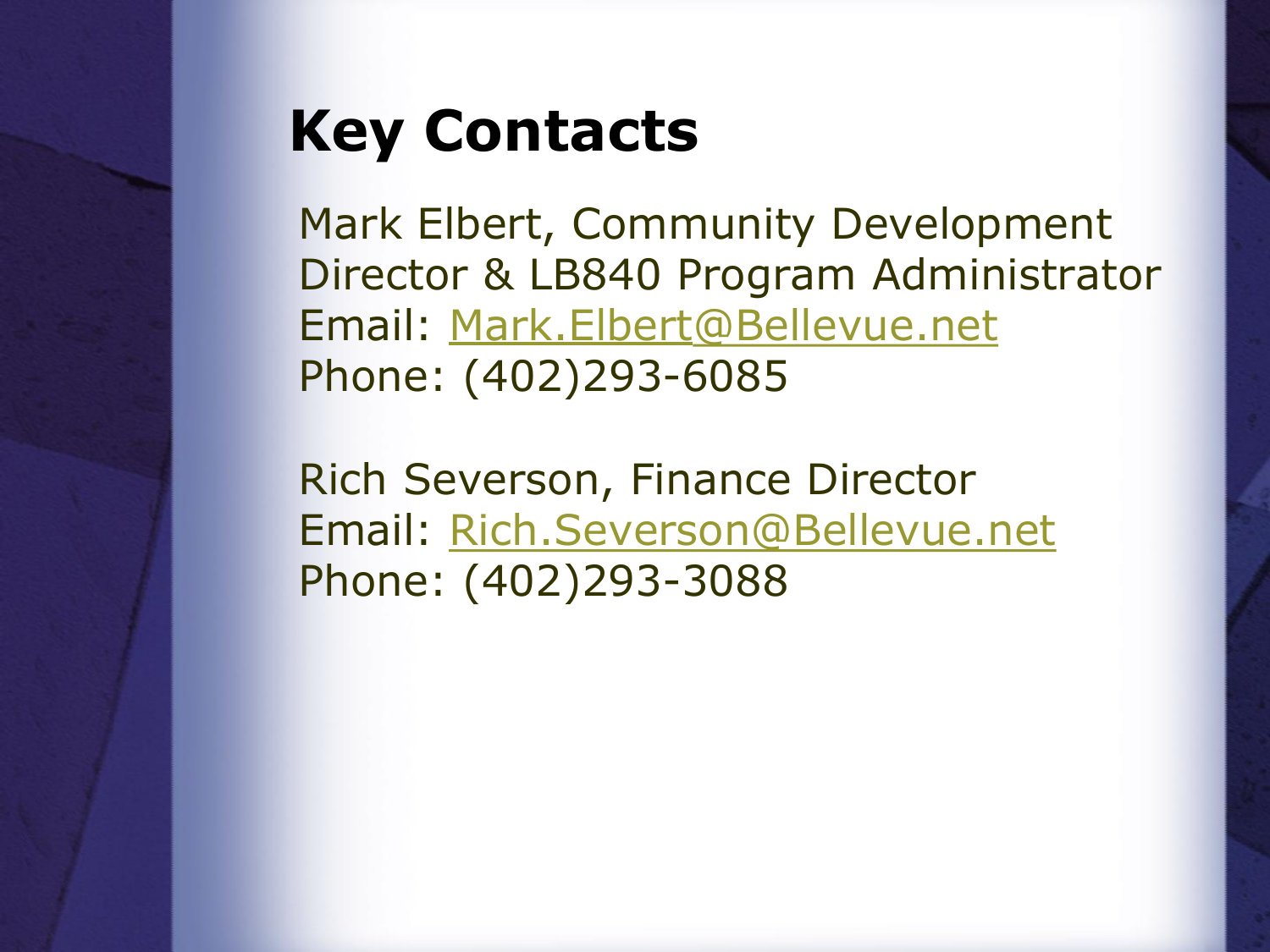# Key Contacts

Mark Elbert, Community Development Director & LB840 Program Administrator
Email: Mark.Elbert@Bellevue.net
Phone: (402)293-6085

Rich Severson, Finance Director
Email: Rich.Severson@Bellevue.net
Phone: (402)293-3088